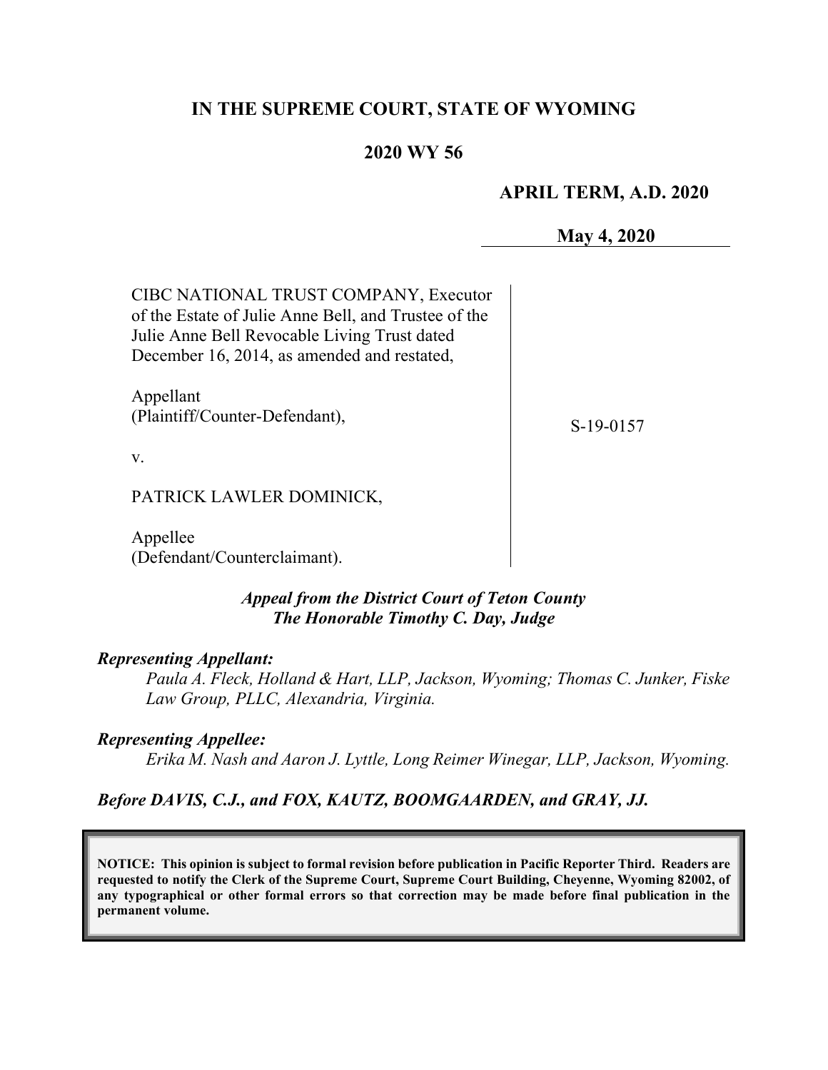# IN THE SUPREME COURT, STATE OF WYOMING

## 2020 WY 56

**APRIL TERM, A.D. 2020**

**May 4, 2020**

CIBC NATIONAL TRUST COMPANY, Executor of the Estate of Julie Anne Bell, and Trustee of the Julie Anne Bell Revocable Living Trust dated December 16, 2014, as amended and restated,

Appellant
(Plaintiff/Counter-Defendant),

v.

PATRICK LAWLER DOMINICK,

Appellee
(Defendant/Counterclaimant).

S-19-0157

***Appeal from the District Court of Teton County***
***The Honorable Timothy C. Day, Judge***

***Representing Appellant:***

*Paula A. Fleck, Holland & Hart, LLP, Jackson, Wyoming; Thomas C. Junker, Fiske Law Group, PLLC, Alexandria, Virginia.*

***Representing Appellee:***

*Erika M. Nash and Aaron J. Lyttle, Long Reimer Winegar, LLP, Jackson, Wyoming.*

***Before DAVIS, C.J., and FOX, KAUTZ, BOOMGAARDEN, and GRAY, JJ.***

**NOTICE: This opinion is subject to formal revision before publication in Pacific Reporter Third. Readers are requested to notify the Clerk of the Supreme Court, Supreme Court Building, Cheyenne, Wyoming 82002, of any typographical or other formal errors so that correction may be made before final publication in the permanent volume.**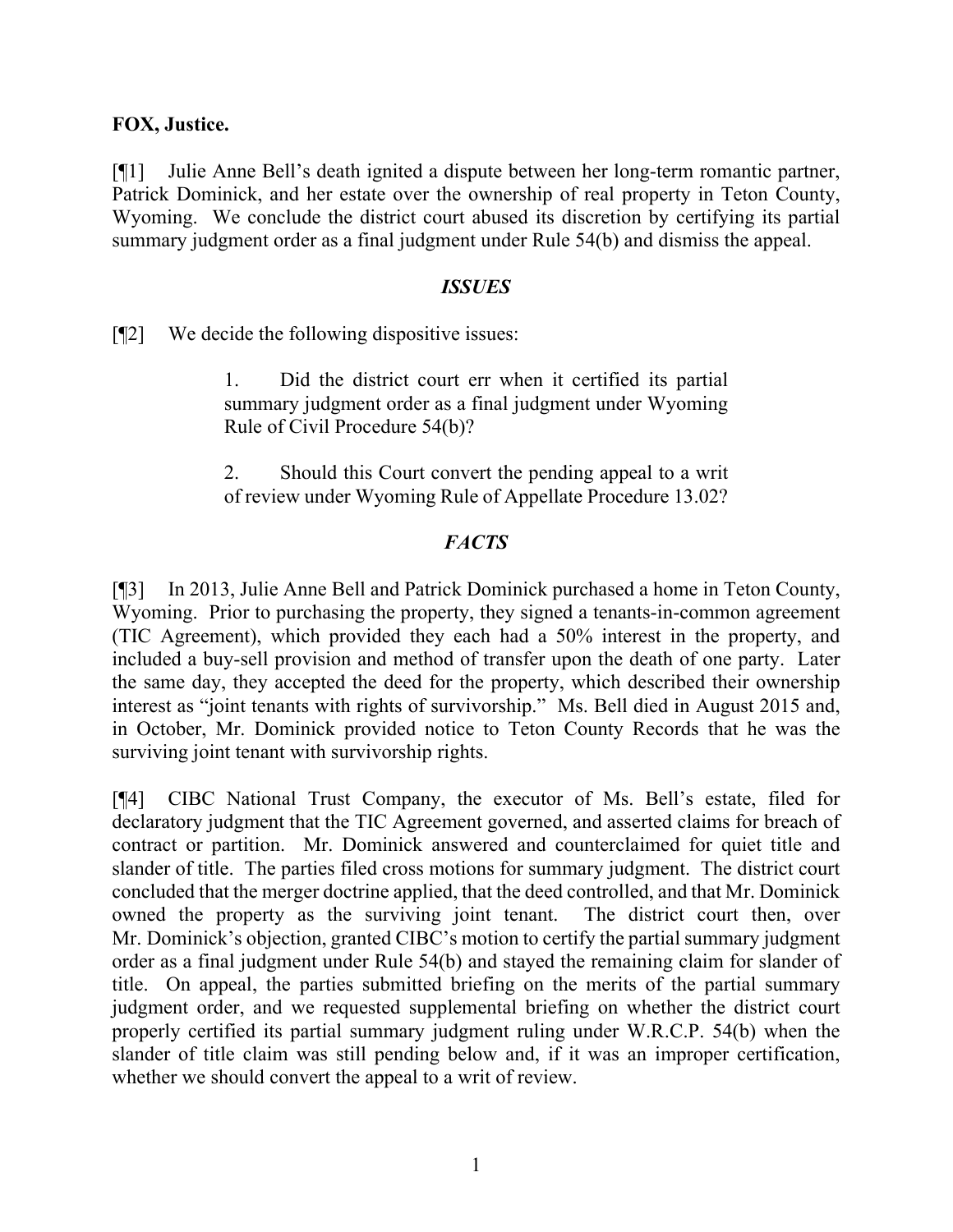**FOX, Justice.**

[¶1] Julie Anne Bell's death ignited a dispute between her long-term romantic partner, Patrick Dominick, and her estate over the ownership of real property in Teton County, Wyoming. We conclude the district court abused its discretion by certifying its partial summary judgment order as a final judgment under Rule 54(b) and dismiss the appeal.

## *ISSUES*

[¶2] We decide the following dispositive issues:

> 1. Did the district court err when it certified its partial summary judgment order as a final judgment under Wyoming Rule of Civil Procedure 54(b)?
>
> 2. Should this Court convert the pending appeal to a writ of review under Wyoming Rule of Appellate Procedure 13.02?

## *FACTS*

[¶3] In 2013, Julie Anne Bell and Patrick Dominick purchased a home in Teton County, Wyoming. Prior to purchasing the property, they signed a tenants-in-common agreement (TIC Agreement), which provided they each had a 50% interest in the property, and included a buy-sell provision and method of transfer upon the death of one party. Later the same day, they accepted the deed for the property, which described their ownership interest as "joint tenants with rights of survivorship." Ms. Bell died in August 2015 and, in October, Mr. Dominick provided notice to Teton County Records that he was the surviving joint tenant with survivorship rights.

[¶4] CIBC National Trust Company, the executor of Ms. Bell's estate, filed for declaratory judgment that the TIC Agreement governed, and asserted claims for breach of contract or partition. Mr. Dominick answered and counterclaimed for quiet title and slander of title. The parties filed cross motions for summary judgment. The district court concluded that the merger doctrine applied, that the deed controlled, and that Mr. Dominick owned the property as the surviving joint tenant. The district court then, over Mr. Dominick's objection, granted CIBC's motion to certify the partial summary judgment order as a final judgment under Rule 54(b) and stayed the remaining claim for slander of title. On appeal, the parties submitted briefing on the merits of the partial summary judgment order, and we requested supplemental briefing on whether the district court properly certified its partial summary judgment ruling under W.R.C.P. 54(b) when the slander of title claim was still pending below and, if it was an improper certification, whether we should convert the appeal to a writ of review.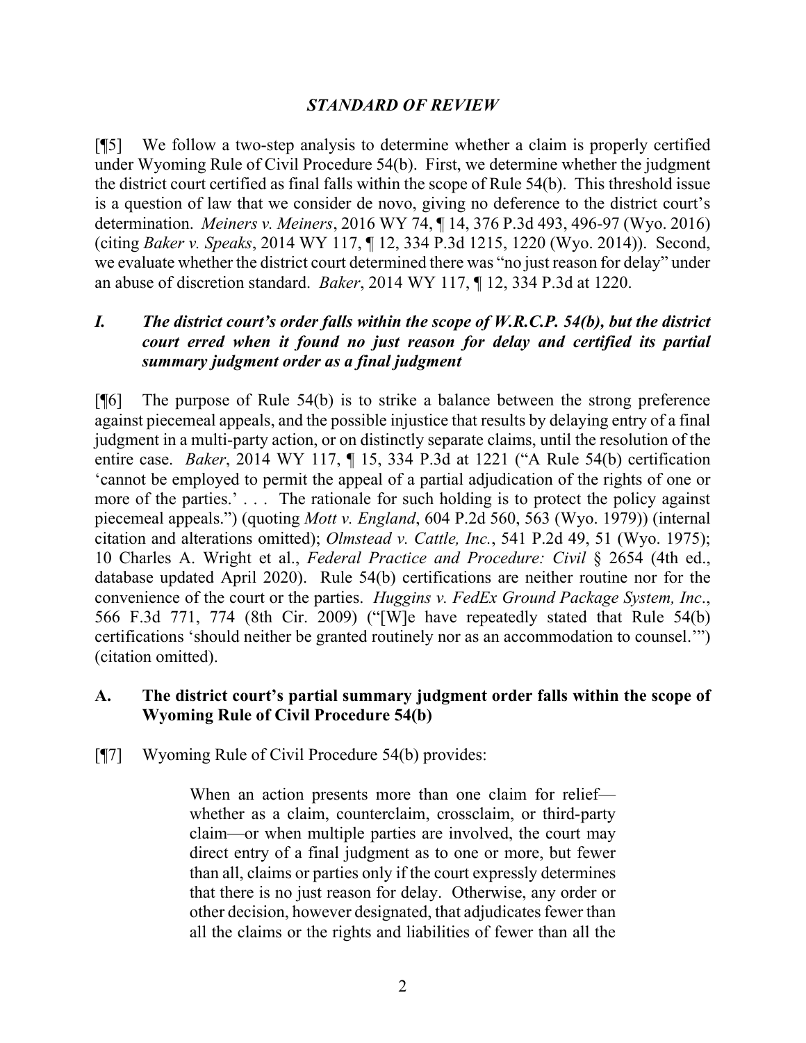## *STANDARD OF REVIEW*

[¶5] We follow a two-step analysis to determine whether a claim is properly certified under Wyoming Rule of Civil Procedure 54(b). First, we determine whether the judgment the district court certified as final falls within the scope of Rule 54(b). This threshold issue is a question of law that we consider de novo, giving no deference to the district court's determination. *Meiners v. Meiners*, 2016 WY 74, ¶ 14, 376 P.3d 493, 496-97 (Wyo. 2016) (citing *Baker v. Speaks*, 2014 WY 117, ¶ 12, 334 P.3d 1215, 1220 (Wyo. 2014)). Second, we evaluate whether the district court determined there was "no just reason for delay" under an abuse of discretion standard. *Baker*, 2014 WY 117, ¶ 12, 334 P.3d at 1220.

### *I. The district court's order falls within the scope of W.R.C.P. 54(b), but the district court erred when it found no just reason for delay and certified its partial summary judgment order as a final judgment*

[¶6] The purpose of Rule 54(b) is to strike a balance between the strong preference against piecemeal appeals, and the possible injustice that results by delaying entry of a final judgment in a multi-party action, or on distinctly separate claims, until the resolution of the entire case. *Baker*, 2014 WY 117, ¶ 15, 334 P.3d at 1221 ("A Rule 54(b) certification 'cannot be employed to permit the appeal of a partial adjudication of the rights of one or more of the parties.' . . . The rationale for such holding is to protect the policy against piecemeal appeals.") (quoting *Mott v. England*, 604 P.2d 560, 563 (Wyo. 1979)) (internal citation and alterations omitted); *Olmstead v. Cattle, Inc.*, 541 P.2d 49, 51 (Wyo. 1975); 10 Charles A. Wright et al., *Federal Practice and Procedure: Civil* § 2654 (4th ed., database updated April 2020). Rule 54(b) certifications are neither routine nor for the convenience of the court or the parties. *Huggins v. FedEx Ground Package System, Inc.*, 566 F.3d 771, 774 (8th Cir. 2009) ("[W]e have repeatedly stated that Rule 54(b) certifications 'should neither be granted routinely nor as an accommodation to counsel.'") (citation omitted).

### **A. The district court's partial summary judgment order falls within the scope of Wyoming Rule of Civil Procedure 54(b)**

[¶7] Wyoming Rule of Civil Procedure 54(b) provides:

> When an action presents more than one claim for relief—whether as a claim, counterclaim, crossclaim, or third-party claim—or when multiple parties are involved, the court may direct entry of a final judgment as to one or more, but fewer than all, claims or parties only if the court expressly determines that there is no just reason for delay. Otherwise, any order or other decision, however designated, that adjudicates fewer than all the claims or the rights and liabilities of fewer than all the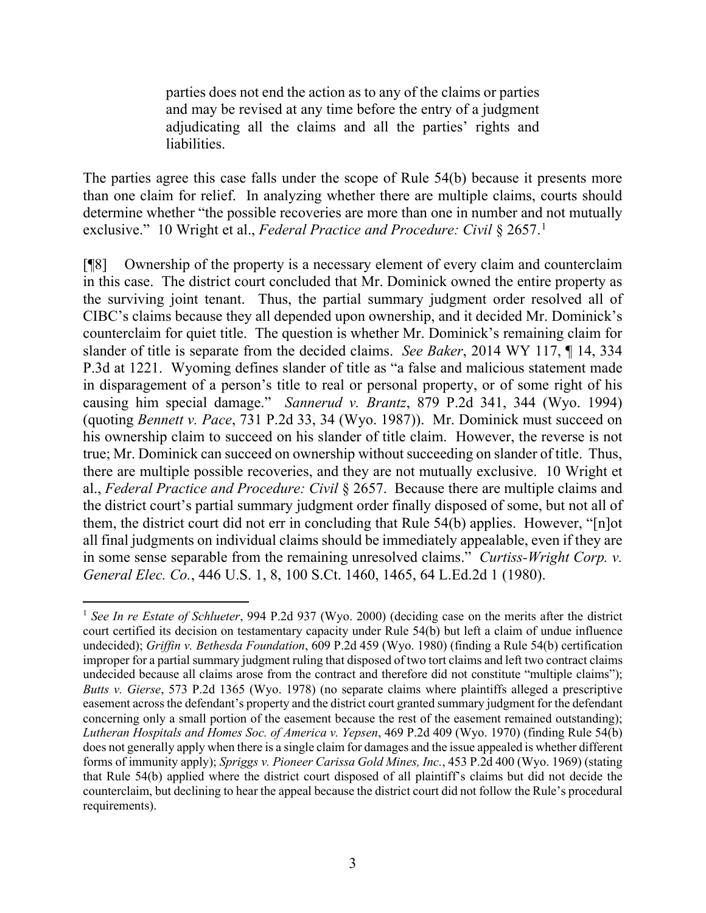> parties does not end the action as to any of the claims or parties and may be revised at any time before the entry of a judgment adjudicating all the claims and all the parties' rights and liabilities.

The parties agree this case falls under the scope of Rule 54(b) because it presents more than one claim for relief. In analyzing whether there are multiple claims, courts should determine whether "the possible recoveries are more than one in number and not mutually exclusive." 10 Wright et al., *Federal Practice and Procedure: Civil* § 2657.[1]

[¶8] Ownership of the property is a necessary element of every claim and counterclaim in this case. The district court concluded that Mr. Dominick owned the entire property as the surviving joint tenant. Thus, the partial summary judgment order resolved all of CIBC's claims because they all depended upon ownership, and it decided Mr. Dominick's counterclaim for quiet title. The question is whether Mr. Dominick's remaining claim for slander of title is separate from the decided claims. *See Baker*, 2014 WY 117, ¶ 14, 334 P.3d at 1221. Wyoming defines slander of title as "a false and malicious statement made in disparagement of a person's title to real or personal property, or of some right of his causing him special damage." *Sannerud v. Brantz*, 879 P.2d 341, 344 (Wyo. 1994) (quoting *Bennett v. Pace*, 731 P.2d 33, 34 (Wyo. 1987)). Mr. Dominick must succeed on his ownership claim to succeed on his slander of title claim. However, the reverse is not true; Mr. Dominick can succeed on ownership without succeeding on slander of title. Thus, there are multiple possible recoveries, and they are not mutually exclusive. 10 Wright et al., *Federal Practice and Procedure: Civil* § 2657. Because there are multiple claims and the district court's partial summary judgment order finally disposed of some, but not all of them, the district court did not err in concluding that Rule 54(b) applies. However, "[n]ot all final judgments on individual claims should be immediately appealable, even if they are in some sense separable from the remaining unresolved claims." *Curtiss-Wright Corp. v. General Elec. Co.*, 446 U.S. 1, 8, 100 S.Ct. 1460, 1465, 64 L.Ed.2d 1 (1980).

---

[1] *See In re Estate of Schlueter*, 994 P.2d 937 (Wyo. 2000) (deciding case on the merits after the district court certified its decision on testamentary capacity under Rule 54(b) but left a claim of undue influence undecided); *Griffin v. Bethesda Foundation*, 609 P.2d 459 (Wyo. 1980) (finding a Rule 54(b) certification improper for a partial summary judgment ruling that disposed of two tort claims and left two contract claims undecided because all claims arose from the contract and therefore did not constitute "multiple claims"); *Butts v. Gierse*, 573 P.2d 1365 (Wyo. 1978) (no separate claims where plaintiffs alleged a prescriptive easement across the defendant's property and the district court granted summary judgment for the defendant concerning only a small portion of the easement because the rest of the easement remained outstanding); *Lutheran Hospitals and Homes Soc. of America v. Yepsen*, 469 P.2d 409 (Wyo. 1970) (finding Rule 54(b) does not generally apply when there is a single claim for damages and the issue appealed is whether different forms of immunity apply); *Spriggs v. Pioneer Carissa Gold Mines, Inc.*, 453 P.2d 400 (Wyo. 1969) (stating that Rule 54(b) applied where the district court disposed of all plaintiff's claims but did not decide the counterclaim, but declining to hear the appeal because the district court did not follow the Rule's procedural requirements).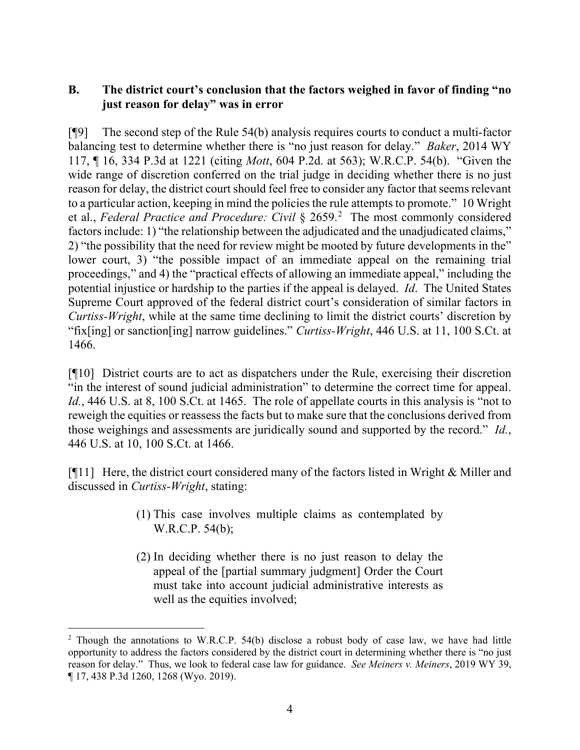## B. The district court's conclusion that the factors weighed in favor of finding "no just reason for delay" was in error

[¶9] The second step of the Rule 54(b) analysis requires courts to conduct a multi-factor balancing test to determine whether there is "no just reason for delay." *Baker*, 2014 WY 117, ¶ 16, 334 P.3d at 1221 (citing *Mott*, 604 P.2d. at 563); W.R.C.P. 54(b). "Given the wide range of discretion conferred on the trial judge in deciding whether there is no just reason for delay, the district court should feel free to consider any factor that seems relevant to a particular action, keeping in mind the policies the rule attempts to promote." 10 Wright et al., *Federal Practice and Procedure: Civil* § 2659.[2] The most commonly considered factors include: 1) "the relationship between the adjudicated and the unadjudicated claims," 2) "the possibility that the need for review might be mooted by future developments in the" lower court, 3) "the possible impact of an immediate appeal on the remaining trial proceedings," and 4) the "practical effects of allowing an immediate appeal," including the potential injustice or hardship to the parties if the appeal is delayed. *Id*. The United States Supreme Court approved of the federal district court's consideration of similar factors in *Curtiss-Wright*, while at the same time declining to limit the district courts' discretion by "fix[ing] or sanction[ing] narrow guidelines." *Curtiss-Wright*, 446 U.S. at 11, 100 S.Ct. at 1466.

[¶10] District courts are to act as dispatchers under the Rule, exercising their discretion "in the interest of sound judicial administration" to determine the correct time for appeal. *Id.*, 446 U.S. at 8, 100 S.Ct. at 1465. The role of appellate courts in this analysis is "not to reweigh the equities or reassess the facts but to make sure that the conclusions derived from those weighings and assessments are juridically sound and supported by the record." *Id.*, 446 U.S. at 10, 100 S.Ct. at 1466.

[¶11] Here, the district court considered many of the factors listed in Wright & Miller and discussed in *Curtiss-Wright*, stating:

> (1) This case involves multiple claims as contemplated by W.R.C.P. 54(b);
>
> (2) In deciding whether there is no just reason to delay the appeal of the [partial summary judgment] Order the Court must take into account judicial administrative interests as well as the equities involved;

[2] Though the annotations to W.R.C.P. 54(b) disclose a robust body of case law, we have had little opportunity to address the factors considered by the district court in determining whether there is "no just reason for delay." Thus, we look to federal case law for guidance. *See Meiners v. Meiners*, 2019 WY 39, ¶ 17, 438 P.3d 1260, 1268 (Wyo. 2019).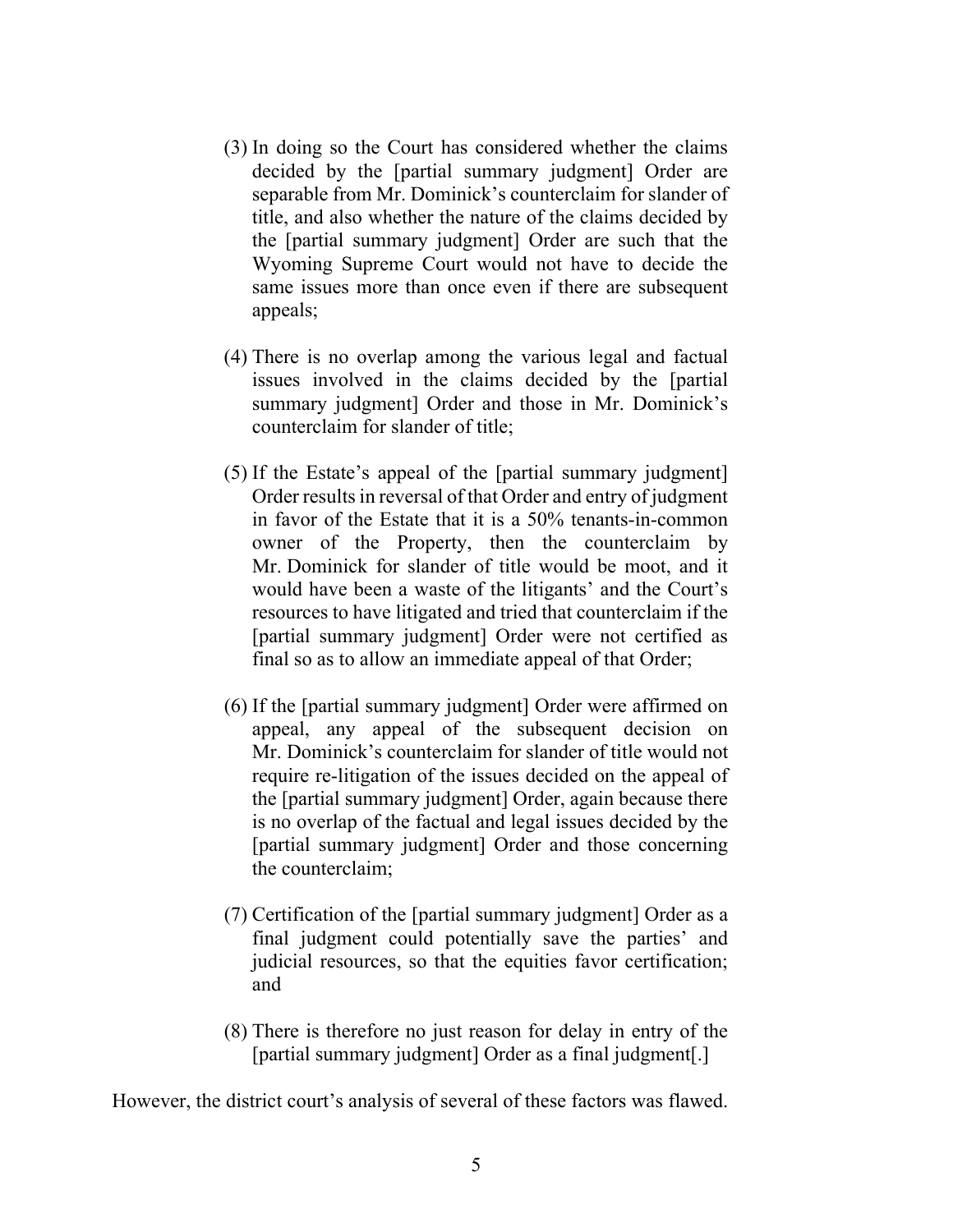(3) In doing so the Court has considered whether the claims decided by the [partial summary judgment] Order are separable from Mr. Dominick's counterclaim for slander of title, and also whether the nature of the claims decided by the [partial summary judgment] Order are such that the Wyoming Supreme Court would not have to decide the same issues more than once even if there are subsequent appeals;

(4) There is no overlap among the various legal and factual issues involved in the claims decided by the [partial summary judgment] Order and those in Mr. Dominick's counterclaim for slander of title;

(5) If the Estate's appeal of the [partial summary judgment] Order results in reversal of that Order and entry of judgment in favor of the Estate that it is a 50% tenants-in-common owner of the Property, then the counterclaim by Mr. Dominick for slander of title would be moot, and it would have been a waste of the litigants' and the Court's resources to have litigated and tried that counterclaim if the [partial summary judgment] Order were not certified as final so as to allow an immediate appeal of that Order;

(6) If the [partial summary judgment] Order were affirmed on appeal, any appeal of the subsequent decision on Mr. Dominick's counterclaim for slander of title would not require re-litigation of the issues decided on the appeal of the [partial summary judgment] Order, again because there is no overlap of the factual and legal issues decided by the [partial summary judgment] Order and those concerning the counterclaim;

(7) Certification of the [partial summary judgment] Order as a final judgment could potentially save the parties' and judicial resources, so that the equities favor certification; and

(8) There is therefore no just reason for delay in entry of the [partial summary judgment] Order as a final judgment[.]

However, the district court's analysis of several of these factors was flawed.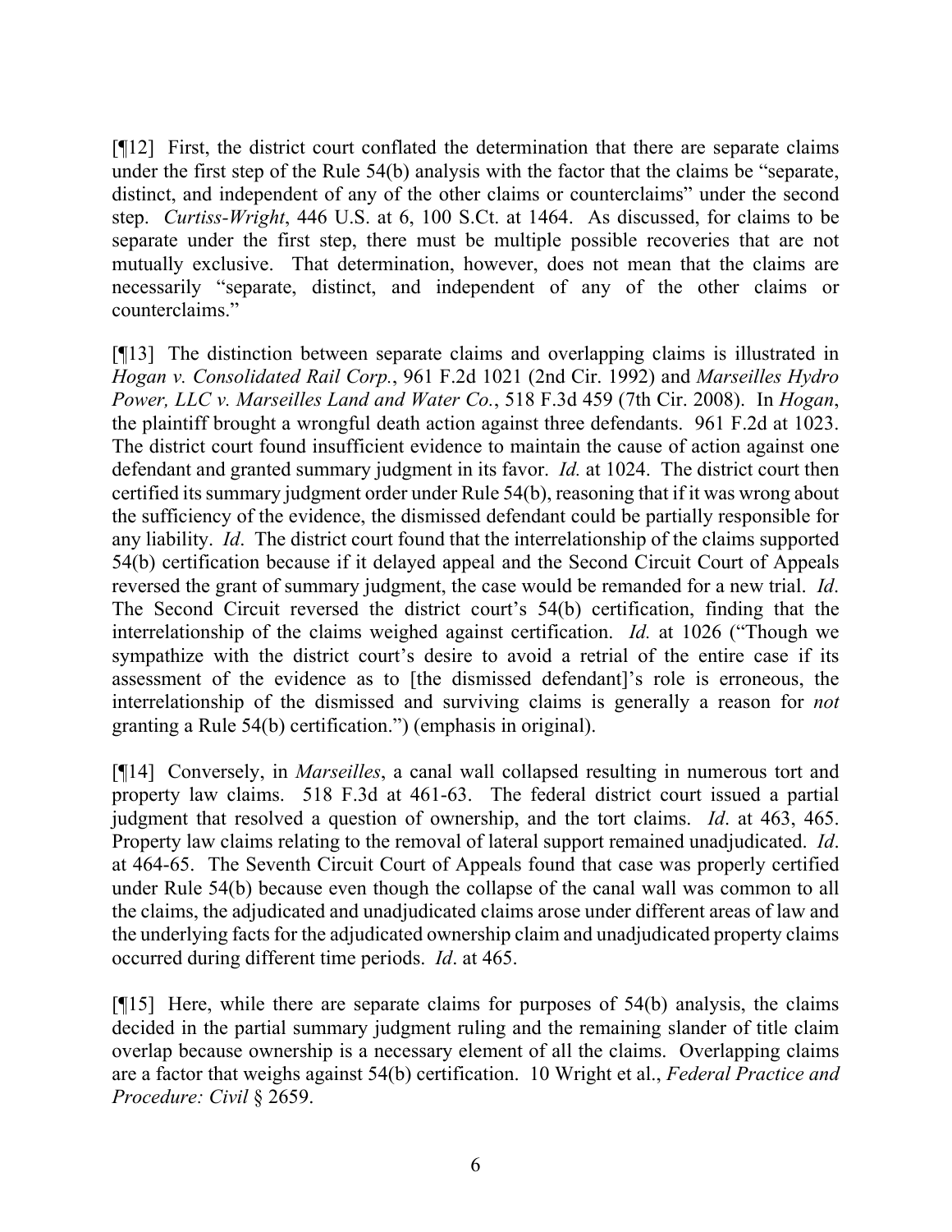[¶12] First, the district court conflated the determination that there are separate claims under the first step of the Rule 54(b) analysis with the factor that the claims be "separate, distinct, and independent of any of the other claims or counterclaims" under the second step. *Curtiss-Wright*, 446 U.S. at 6, 100 S.Ct. at 1464. As discussed, for claims to be separate under the first step, there must be multiple possible recoveries that are not mutually exclusive. That determination, however, does not mean that the claims are necessarily "separate, distinct, and independent of any of the other claims or counterclaims."

[¶13] The distinction between separate claims and overlapping claims is illustrated in *Hogan v. Consolidated Rail Corp.*, 961 F.2d 1021 (2nd Cir. 1992) and *Marseilles Hydro Power, LLC v. Marseilles Land and Water Co.*, 518 F.3d 459 (7th Cir. 2008). In *Hogan*, the plaintiff brought a wrongful death action against three defendants. 961 F.2d at 1023. The district court found insufficient evidence to maintain the cause of action against one defendant and granted summary judgment in its favor. *Id.* at 1024. The district court then certified its summary judgment order under Rule 54(b), reasoning that if it was wrong about the sufficiency of the evidence, the dismissed defendant could be partially responsible for any liability. *Id*. The district court found that the interrelationship of the claims supported 54(b) certification because if it delayed appeal and the Second Circuit Court of Appeals reversed the grant of summary judgment, the case would be remanded for a new trial. *Id*. The Second Circuit reversed the district court's 54(b) certification, finding that the interrelationship of the claims weighed against certification. *Id.* at 1026 ("Though we sympathize with the district court's desire to avoid a retrial of the entire case if its assessment of the evidence as to [the dismissed defendant]'s role is erroneous, the interrelationship of the dismissed and surviving claims is generally a reason for *not* granting a Rule 54(b) certification.") (emphasis in original).

[¶14] Conversely, in *Marseilles*, a canal wall collapsed resulting in numerous tort and property law claims. 518 F.3d at 461-63. The federal district court issued a partial judgment that resolved a question of ownership, and the tort claims. *Id*. at 463, 465. Property law claims relating to the removal of lateral support remained unadjudicated. *Id*. at 464-65. The Seventh Circuit Court of Appeals found that case was properly certified under Rule 54(b) because even though the collapse of the canal wall was common to all the claims, the adjudicated and unadjudicated claims arose under different areas of law and the underlying facts for the adjudicated ownership claim and unadjudicated property claims occurred during different time periods. *Id*. at 465.

[¶15] Here, while there are separate claims for purposes of 54(b) analysis, the claims decided in the partial summary judgment ruling and the remaining slander of title claim overlap because ownership is a necessary element of all the claims. Overlapping claims are a factor that weighs against 54(b) certification. 10 Wright et al., *Federal Practice and Procedure: Civil* § 2659.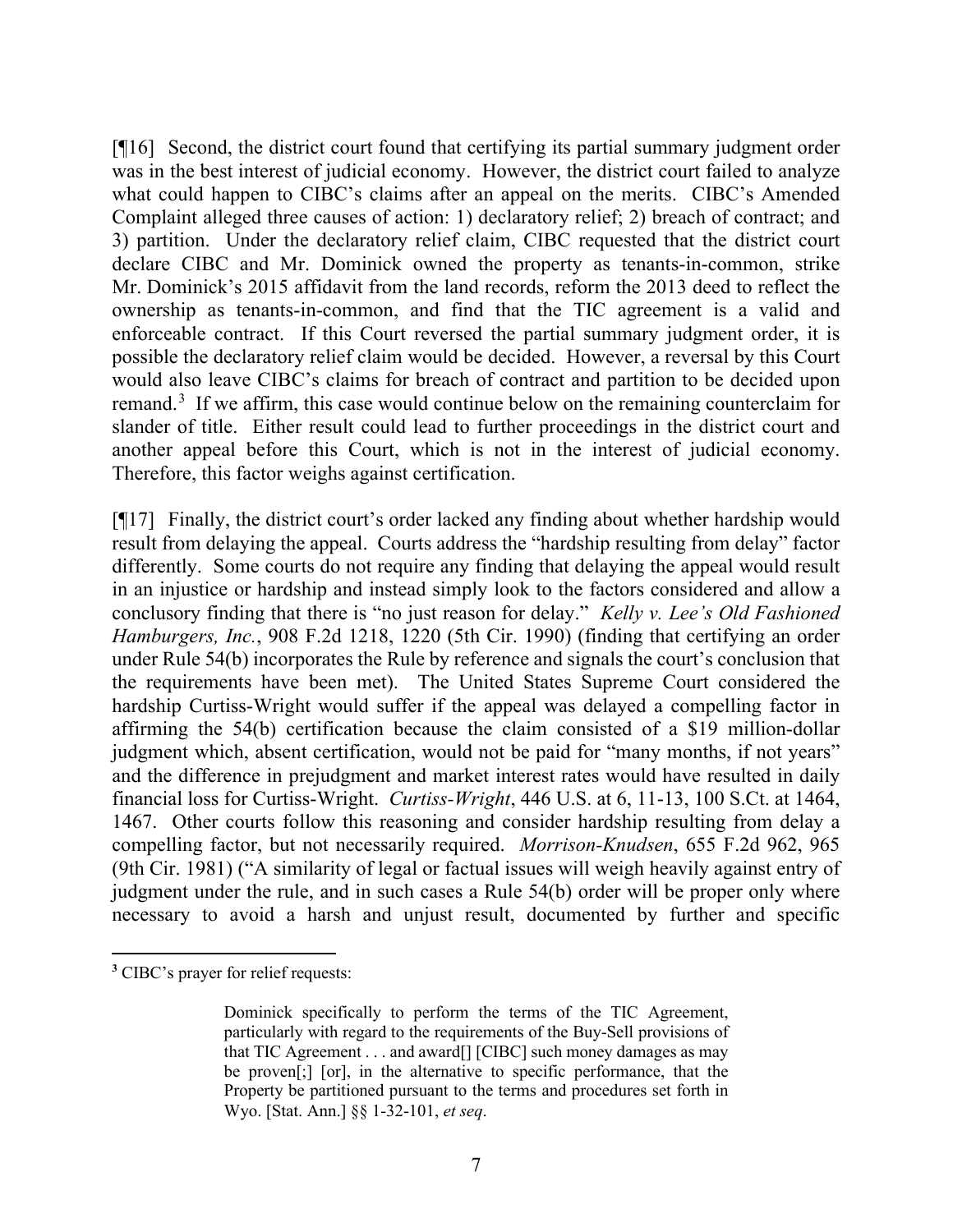[¶16] Second, the district court found that certifying its partial summary judgment order was in the best interest of judicial economy. However, the district court failed to analyze what could happen to CIBC's claims after an appeal on the merits. CIBC's Amended Complaint alleged three causes of action: 1) declaratory relief; 2) breach of contract; and 3) partition. Under the declaratory relief claim, CIBC requested that the district court declare CIBC and Mr. Dominick owned the property as tenants-in-common, strike Mr. Dominick's 2015 affidavit from the land records, reform the 2013 deed to reflect the ownership as tenants-in-common, and find that the TIC agreement is a valid and enforceable contract. If this Court reversed the partial summary judgment order, it is possible the declaratory relief claim would be decided. However, a reversal by this Court would also leave CIBC's claims for breach of contract and partition to be decided upon remand.[3] If we affirm, this case would continue below on the remaining counterclaim for slander of title. Either result could lead to further proceedings in the district court and another appeal before this Court, which is not in the interest of judicial economy. Therefore, this factor weighs against certification.

[¶17] Finally, the district court's order lacked any finding about whether hardship would result from delaying the appeal. Courts address the "hardship resulting from delay" factor differently. Some courts do not require any finding that delaying the appeal would result in an injustice or hardship and instead simply look to the factors considered and allow a conclusory finding that there is "no just reason for delay." *Kelly v. Lee's Old Fashioned Hamburgers, Inc.*, 908 F.2d 1218, 1220 (5th Cir. 1990) (finding that certifying an order under Rule 54(b) incorporates the Rule by reference and signals the court's conclusion that the requirements have been met). The United States Supreme Court considered the hardship Curtiss-Wright would suffer if the appeal was delayed a compelling factor in affirming the 54(b) certification because the claim consisted of a $19 million-dollar judgment which, absent certification, would not be paid for "many months, if not years" and the difference in prejudgment and market interest rates would have resulted in daily financial loss for Curtiss-Wright. *Curtiss-Wright*, 446 U.S. at 6, 11-13, 100 S.Ct. at 1464, 1467. Other courts follow this reasoning and consider hardship resulting from delay a compelling factor, but not necessarily required. *Morrison-Knudsen*, 655 F.2d 962, 965 (9th Cir. 1981) ("A similarity of legal or factual issues will weigh heavily against entry of judgment under the rule, and in such cases a Rule 54(b) order will be proper only where necessary to avoid a harsh and unjust result, documented by further and specific

---

[3] CIBC's prayer for relief requests:

> Dominick specifically to perform the terms of the TIC Agreement, particularly with regard to the requirements of the Buy-Sell provisions of that TIC Agreement . . . and award[] [CIBC] such money damages as may be proven[;] [or], in the alternative to specific performance, that the Property be partitioned pursuant to the terms and procedures set forth in Wyo. [Stat. Ann.] §§ 1-32-101, *et seq*.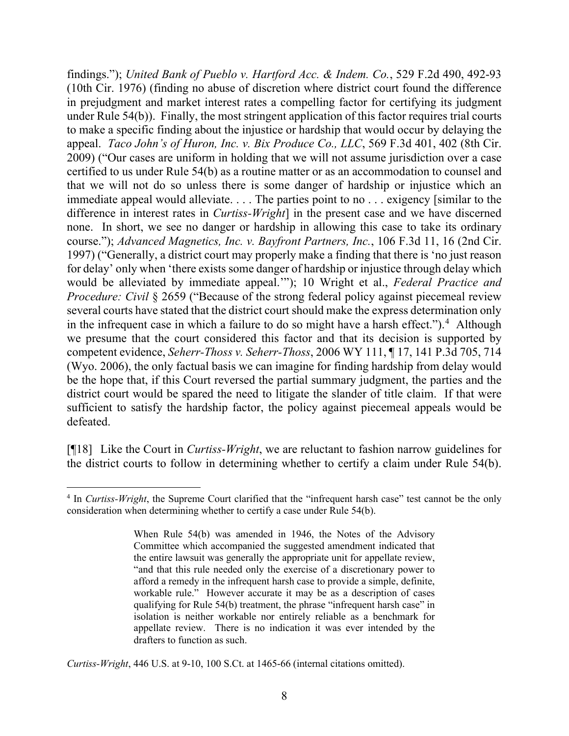findings."); *United Bank of Pueblo v. Hartford Acc. & Indem. Co.*, 529 F.2d 490, 492-93 (10th Cir. 1976) (finding no abuse of discretion where district court found the difference in prejudgment and market interest rates a compelling factor for certifying its judgment under Rule 54(b)). Finally, the most stringent application of this factor requires trial courts to make a specific finding about the injustice or hardship that would occur by delaying the appeal. *Taco John's of Huron, Inc. v. Bix Produce Co., LLC*, 569 F.3d 401, 402 (8th Cir. 2009) ("Our cases are uniform in holding that we will not assume jurisdiction over a case certified to us under Rule 54(b) as a routine matter or as an accommodation to counsel and that we will not do so unless there is some danger of hardship or injustice which an immediate appeal would alleviate. . . . The parties point to no . . . exigency [similar to the difference in interest rates in *Curtiss-Wright*] in the present case and we have discerned none. In short, we see no danger or hardship in allowing this case to take its ordinary course."); *Advanced Magnetics, Inc. v. Bayfront Partners, Inc.*, 106 F.3d 11, 16 (2nd Cir. 1997) ("Generally, a district court may properly make a finding that there is 'no just reason for delay' only when 'there exists some danger of hardship or injustice through delay which would be alleviated by immediate appeal.'"); 10 Wright et al., *Federal Practice and Procedure: Civil* § 2659 ("Because of the strong federal policy against piecemeal review several courts have stated that the district court should make the express determination only in the infrequent case in which a failure to do so might have a harsh effect.").[4] Although we presume that the court considered this factor and that its decision is supported by competent evidence, *Seherr-Thoss v. Seherr-Thoss*, 2006 WY 111, ¶ 17, 141 P.3d 705, 714 (Wyo. 2006), the only factual basis we can imagine for finding hardship from delay would be the hope that, if this Court reversed the partial summary judgment, the parties and the district court would be spared the need to litigate the slander of title claim. If that were sufficient to satisfy the hardship factor, the policy against piecemeal appeals would be defeated.

[¶18] Like the Court in *Curtiss-Wright*, we are reluctant to fashion narrow guidelines for the district courts to follow in determining whether to certify a claim under Rule 54(b).

---

[4] In *Curtiss-Wright*, the Supreme Court clarified that the "infrequent harsh case" test cannot be the only consideration when determining whether to certify a case under Rule 54(b).

> When Rule 54(b) was amended in 1946, the Notes of the Advisory Committee which accompanied the suggested amendment indicated that the entire lawsuit was generally the appropriate unit for appellate review, "and that this rule needed only the exercise of a discretionary power to afford a remedy in the infrequent harsh case to provide a simple, definite, workable rule." However accurate it may be as a description of cases qualifying for Rule 54(b) treatment, the phrase "infrequent harsh case" in isolation is neither workable nor entirely reliable as a benchmark for appellate review. There is no indication it was ever intended by the drafters to function as such.

*Curtiss-Wright*, 446 U.S. at 9-10, 100 S.Ct. at 1465-66 (internal citations omitted).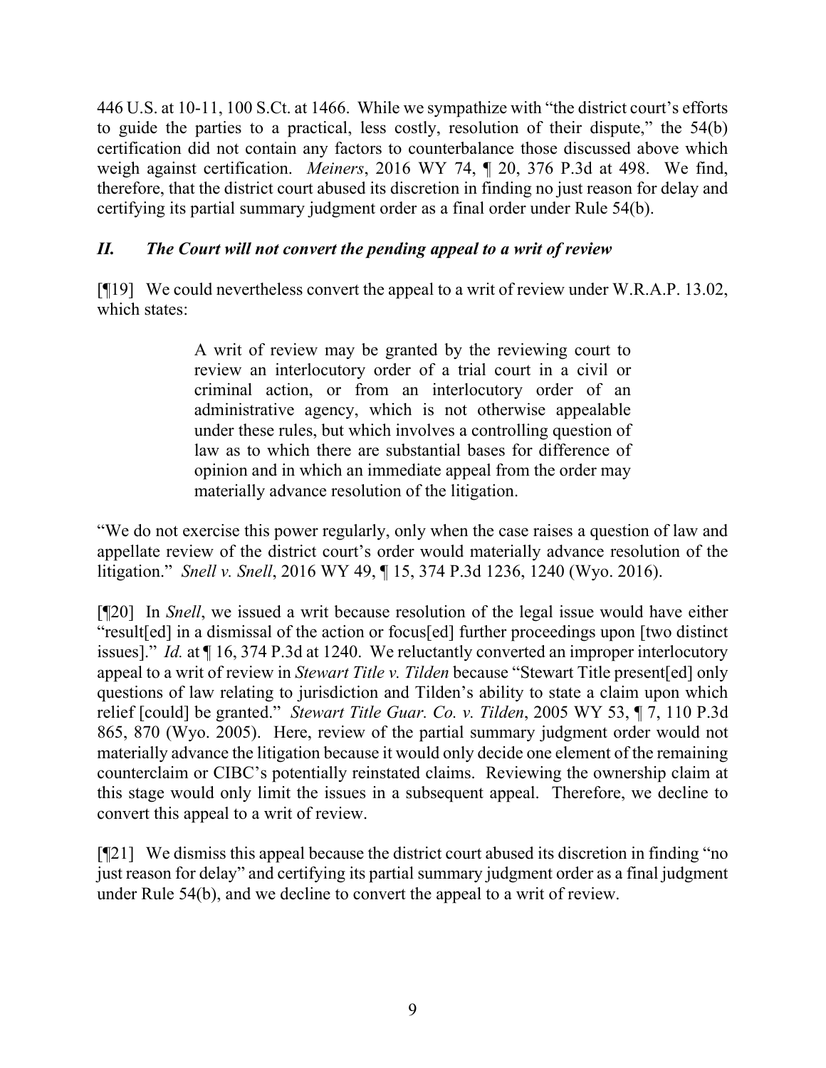446 U.S. at 10-11, 100 S.Ct. at 1466. While we sympathize with "the district court's efforts to guide the parties to a practical, less costly, resolution of their dispute," the 54(b) certification did not contain any factors to counterbalance those discussed above which weigh against certification. *Meiners*, 2016 WY 74, ¶ 20, 376 P.3d at 498. We find, therefore, that the district court abused its discretion in finding no just reason for delay and certifying its partial summary judgment order as a final order under Rule 54(b).

### *II. The Court will not convert the pending appeal to a writ of review*

[¶19] We could nevertheless convert the appeal to a writ of review under W.R.A.P. 13.02, which states:

> A writ of review may be granted by the reviewing court to review an interlocutory order of a trial court in a civil or criminal action, or from an interlocutory order of an administrative agency, which is not otherwise appealable under these rules, but which involves a controlling question of law as to which there are substantial bases for difference of opinion and in which an immediate appeal from the order may materially advance resolution of the litigation.

"We do not exercise this power regularly, only when the case raises a question of law and appellate review of the district court's order would materially advance resolution of the litigation." *Snell v. Snell*, 2016 WY 49, ¶ 15, 374 P.3d 1236, 1240 (Wyo. 2016).

[¶20] In *Snell*, we issued a writ because resolution of the legal issue would have either "result[ed] in a dismissal of the action or focus[ed] further proceedings upon [two distinct issues]." *Id.* at ¶ 16, 374 P.3d at 1240. We reluctantly converted an improper interlocutory appeal to a writ of review in *Stewart Title v. Tilden* because "Stewart Title present[ed] only questions of law relating to jurisdiction and Tilden's ability to state a claim upon which relief [could] be granted." *Stewart Title Guar. Co. v. Tilden*, 2005 WY 53, ¶ 7, 110 P.3d 865, 870 (Wyo. 2005). Here, review of the partial summary judgment order would not materially advance the litigation because it would only decide one element of the remaining counterclaim or CIBC's potentially reinstated claims. Reviewing the ownership claim at this stage would only limit the issues in a subsequent appeal. Therefore, we decline to convert this appeal to a writ of review.

[¶21] We dismiss this appeal because the district court abused its discretion in finding "no just reason for delay" and certifying its partial summary judgment order as a final judgment under Rule 54(b), and we decline to convert the appeal to a writ of review.